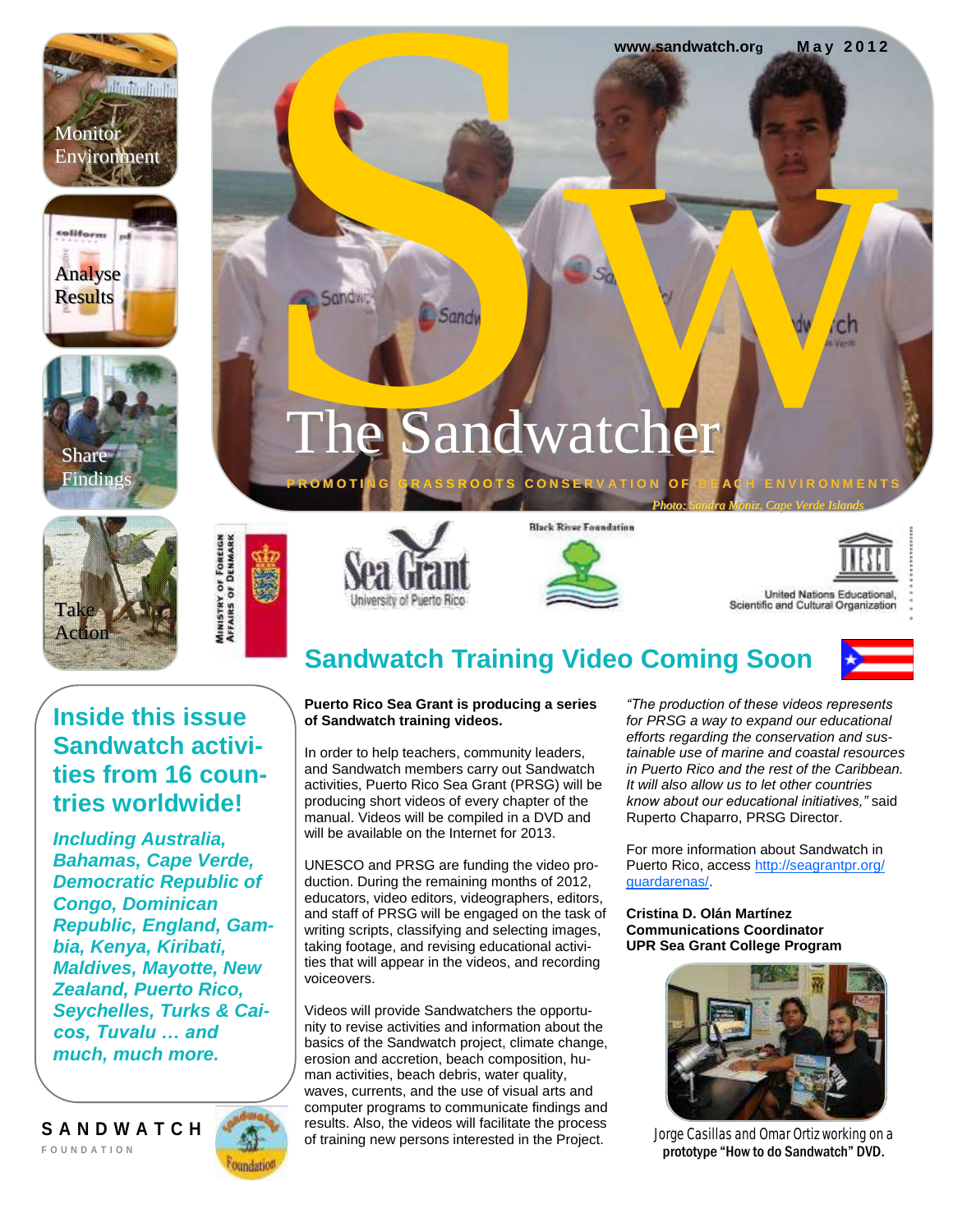www.sandwatch.org May 2012

# The Sandwatcher

PROMOTING GRASSROOTS CONSERVATION OF BEACH ENVIRONMENTS

*Photo: Sandra Moniz, Cape Verde Islands*

Monitor Environment

Analyse Results

Share Findings

Take Action

## Inside this issue Sandwatch activities from 16 countries worldwide!

***Including Australia, Bahamas, Cape Verde, Democratic Republic of Congo, Dominican Republic, England, Gambia, Kenya, Kiribati, Maldives, Mayotte, New Zealand, Puerto Rico, Seychelles, Turks & Caicos, Tuvalu … and much, much more.***

SANDWATCH FOUNDATION

## Sandwatch Training Video Coming Soon

**Puerto Rico Sea Grant is producing a series of Sandwatch training videos.**

In order to help teachers, community leaders, and Sandwatch members carry out Sandwatch activities, Puerto Rico Sea Grant (PRSG) will be producing short videos of every chapter of the manual. Videos will be compiled in a DVD and will be available on the Internet for 2013.

UNESCO and PRSG are funding the video production. During the remaining months of 2012, educators, video editors, videographers, editors, and staff of PRSG will be engaged on the task of writing scripts, classifying and selecting images, taking footage, and revising educational activities that will appear in the videos, and recording voiceovers.

Videos will provide Sandwatchers the opportunity to revise activities and information about the basics of the Sandwatch project, climate change, erosion and accretion, beach composition, human activities, beach debris, water quality, waves, currents, and the use of visual arts and computer programs to communicate findings and results. Also, the videos will facilitate the process of training new persons interested in the Project.

*"The production of these videos represents for PRSG a way to expand our educational efforts regarding the conservation and sustainable use of marine and coastal resources in Puerto Rico and the rest of the Caribbean. It will also allow us to let other countries know about our educational initiatives,"* said Ruperto Chaparro, PRSG Director.

For more information about Sandwatch in Puerto Rico, access http://seagrantpr.org/guardarenas/.

**Cristina D. Olán Martínez**
**Communications Coordinator**
**UPR Sea Grant College Program**

Jorge Casillas and Omar Ortiz working on a prototype **"How to do Sandwatch" DVD.**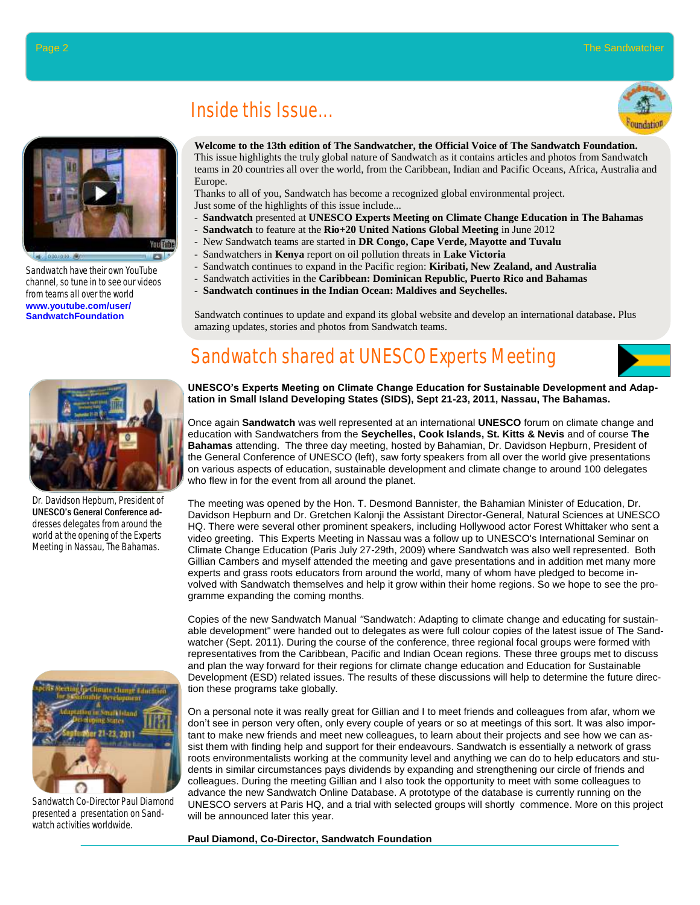# Inside this Issue...

Sandwatch have their own YouTube channel, so tune in to see our videos from teams all over the world
**www.youtube.com/user/SandwatchFoundation**

**Welcome to the 13th edition of The Sandwatcher, the Official Voice of The Sandwatch Foundation.** This issue highlights the truly global nature of Sandwatch as it contains articles and photos from Sandwatch teams in 20 countries all over the world, from the Caribbean, Indian and Pacific Oceans, Africa, Australia and Europe.

Thanks to all of you, Sandwatch has become a recognized global environmental project.

Just some of the highlights of this issue include...

- **Sandwatch** presented at **UNESCO Experts Meeting on Climate Change Education in The Bahamas**
- **Sandwatch** to feature at the **Rio+20 United Nations Global Meeting** in June 2012
- New Sandwatch teams are started in **DR Congo, Cape Verde, Mayotte and Tuvalu**
- Sandwatchers in **Kenya** report on oil pollution threats in **Lake Victoria**
- Sandwatch continues to expand in the Pacific region: **Kiribati, New Zealand, and Australia**
- Sandwatch activities in the **Caribbean: Dominican Republic, Puerto Rico and Bahamas**
- **Sandwatch continues in the Indian Ocean: Maldives and Seychelles.**

Sandwatch continues to update and expand its global website and develop an international database**.** Plus amazing updates, stories and photos from Sandwatch teams.

# Sandwatch shared at UNESCO Experts Meeting

**UNESCO's Experts Meeting on Climate Change Education for Sustainable Development and Adaptation in Small Island Developing States (SIDS), Sept 21-23, 2011, Nassau, The Bahamas.**

Once again **Sandwatch** was well represented at an international **UNESCO** forum on climate change and education with Sandwatchers from the **Seychelles, Cook Islands, St. Kitts & Nevis** and of course **The Bahamas** attending. The three day meeting, hosted by Bahamian, Dr. Davidson Hepburn, President of the General Conference of UNESCO (left), saw forty speakers from all over the world give presentations on various aspects of education, sustainable development and climate change to around 100 delegates who flew in for the event from all around the planet.

Dr. Davidson Hepburn, President of UNESCO's General Conference addresses delegates from around the world at the opening of the Experts Meeting in Nassau, The Bahamas.

The meeting was opened by the Hon. T. Desmond Bannister, the Bahamian Minister of Education, Dr. Davidson Hepburn and Dr. Gretchen Kalonji the Assistant Director-General, Natural Sciences at UNESCO HQ. There were several other prominent speakers, including Hollywood actor Forest Whittaker who sent a video greeting. This Experts Meeting in Nassau was a follow up to UNESCO's International Seminar on Climate Change Education (Paris July 27-29th, 2009) where Sandwatch was also well represented. Both Gillian Cambers and myself attended the meeting and gave presentations and in addition met many more experts and grass roots educators from around the world, many of whom have pledged to become involved with Sandwatch themselves and help it grow within their home regions. So we hope to see the programme expanding the coming months.

Copies of the new Sandwatch Manual "Sandwatch: Adapting to climate change and educating for sustainable development" were handed out to delegates as were full colour copies of the latest issue of The Sandwatcher (Sept. 2011). During the course of the conference, three regional focal groups were formed with representatives from the Caribbean, Pacific and Indian Ocean regions. These three groups met to discuss and plan the way forward for their regions for climate change education and Education for Sustainable Development (ESD) related issues. The results of these discussions will help to determine the future direction these programs take globally.

On a personal note it was really great for Gillian and I to meet friends and colleagues from afar, whom we don't see in person very often, only every couple of years or so at meetings of this sort. It was also important to make new friends and meet new colleagues, to learn about their projects and see how we can assist them with finding help and support for their endeavours. Sandwatch is essentially a network of grass roots environmentalists working at the community level and anything we can do to help educators and students in similar circumstances pays dividends by expanding and strengthening our circle of friends and colleagues. During the meeting Gillian and I also took the opportunity to meet with some colleagues to advance the new Sandwatch Online Database. A prototype of the database is currently running on the UNESCO servers at Paris HQ, and a trial with selected groups will shortly commence. More on this project will be announced later this year.

Sandwatch Co-Director Paul Diamond presented a presentation on Sandwatch activities worldwide.

**Paul Diamond, Co-Director, Sandwatch Foundation**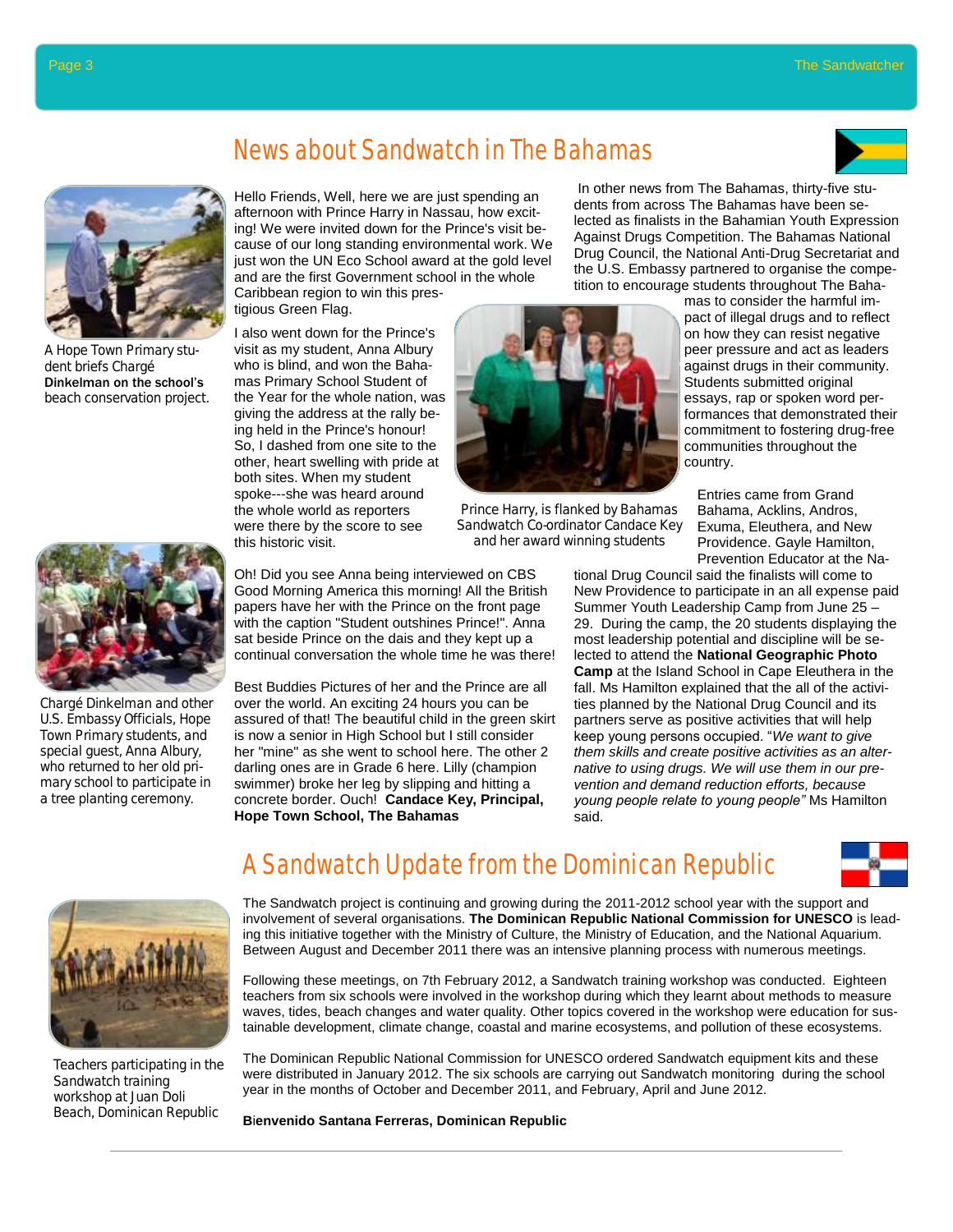# News about Sandwatch in The Bahamas

A Hope Town Primary student briefs Chargé **Dinkelman on the school's** beach conservation project.

Hello Friends, Well, here we are just spending an afternoon with Prince Harry in Nassau, how exciting! We were invited down for the Prince's visit because of our long standing environmental work. We just won the UN Eco School award at the gold level and are the first Government school in the whole Caribbean region to win this prestigious Green Flag.

I also went down for the Prince's visit as my student, Anna Albury who is blind, and won the Bahamas Primary School Student of the Year for the whole nation, was giving the address at the rally being held in the Prince's honour! So, I dashed from one site to the other, heart swelling with pride at both sites. When my student spoke---she was heard around the whole world as reporters were there by the score to see this historic visit.

Prince Harry, is flanked by Bahamas Sandwatch Co-ordinator Candace Key and her award winning students

Oh! Did you see Anna being interviewed on CBS Good Morning America this morning! All the British papers have her with the Prince on the front page with the caption "Student outshines Prince!". Anna sat beside Prince on the dais and they kept up a continual conversation the whole time he was there!

Best Buddies Pictures of her and the Prince are all over the world. An exciting 24 hours you can be assured of that! The beautiful child in the green skirt is now a senior in High School but I still consider her "mine" as she went to school here. The other 2 darling ones are in Grade 6 here. Lilly (champion swimmer) broke her leg by slipping and hitting a concrete border. Ouch! **Candace Key, Principal, Hope Town School, The Bahamas**

Chargé Dinkelman and other U.S. Embassy Officials, Hope Town Primary students, and special guest, Anna Albury, who returned to her old primary school to participate in a tree planting ceremony.

In other news from The Bahamas, thirty-five students from across The Bahamas have been selected as finalists in the Bahamian Youth Expression Against Drugs Competition. The Bahamas National Drug Council, the National Anti-Drug Secretariat and the U.S. Embassy partnered to organise the competition to encourage students throughout The Bahamas to consider the harmful impact of illegal drugs and to reflect on how they can resist negative peer pressure and act as leaders against drugs in their community. Students submitted original essays, rap or spoken word performances that demonstrated their commitment to fostering drug-free communities throughout the country.

Entries came from Grand Bahama, Acklins, Andros, Exuma, Eleuthera, and New Providence. Gayle Hamilton, Prevention Educator at the National Drug Council said the finalists will come to New Providence to participate in an all expense paid Summer Youth Leadership Camp from June 25 – 29. During the camp, the 20 students displaying the most leadership potential and discipline will be selected to attend the **National Geographic Photo Camp** at the Island School in Cape Eleuthera in the fall. Ms Hamilton explained that the all of the activities planned by the National Drug Council and its partners serve as positive activities that will help keep young persons occupied. "*We want to give them skills and create positive activities as an alternative to using drugs. We will use them in our prevention and demand reduction efforts, because young people relate to young people"* Ms Hamilton said.

# A Sandwatch Update from the Dominican Republic

The Sandwatch project is continuing and growing during the 2011-2012 school year with the support and involvement of several organisations. **The Dominican Republic National Commission for UNESCO** is leading this initiative together with the Ministry of Culture, the Ministry of Education, and the National Aquarium. Between August and December 2011 there was an intensive planning process with numerous meetings.

Following these meetings, on 7th February 2012, a Sandwatch training workshop was conducted. Eighteen teachers from six schools were involved in the workshop during which they learnt about methods to measure waves, tides, beach changes and water quality. Other topics covered in the workshop were education for sustainable development, climate change, coastal and marine ecosystems, and pollution of these ecosystems.

The Dominican Republic National Commission for UNESCO ordered Sandwatch equipment kits and these were distributed in January 2012. The six schools are carrying out Sandwatch monitoring during the school year in the months of October and December 2011, and February, April and June 2012.

**Bienvenido Santana Ferreras, Dominican Republic**

Teachers participating in the Sandwatch training workshop at Juan Doli Beach, Dominican Republic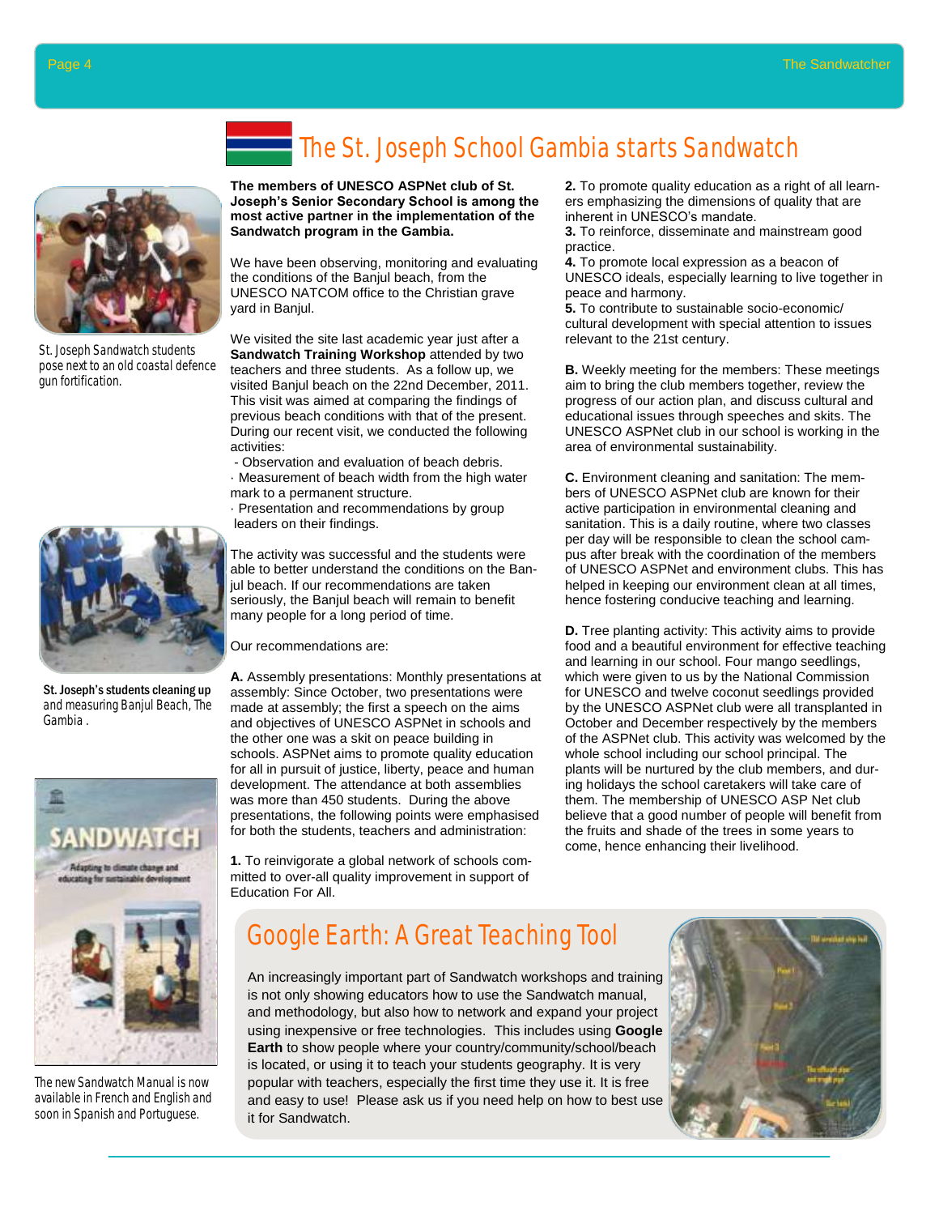# The St. Joseph School Gambia starts Sandwatch

St. Joseph Sandwatch students pose next to an old coastal defence gun fortification.

St. Joseph's students cleaning up and measuring Banjul Beach, The Gambia .

The new Sandwatch Manual is now available in French and English and soon in Spanish and Portuguese.

**The members of UNESCO ASPNet club of St. Joseph's Senior Secondary School is among the most active partner in the implementation of the Sandwatch program in the Gambia.**

We have been observing, monitoring and evaluating the conditions of the Banjul beach, from the UNESCO NATCOM office to the Christian grave yard in Banjul.

We visited the site last academic year just after a **Sandwatch Training Workshop** attended by two teachers and three students. As a follow up, we visited Banjul beach on the 22nd December, 2011. This visit was aimed at comparing the findings of previous beach conditions with that of the present. During our recent visit, we conducted the following activities:

- Observation and evaluation of beach debris.
- Measurement of beach width from the high water mark to a permanent structure.
- Presentation and recommendations by group leaders on their findings.

The activity was successful and the students were able to better understand the conditions on the Banjul beach. If our recommendations are taken seriously, the Banjul beach will remain to benefit many people for a long period of time.

Our recommendations are:

**A.** Assembly presentations: Monthly presentations at assembly: Since October, two presentations were made at assembly; the first a speech on the aims and objectives of UNESCO ASPNet in schools and the other one was a skit on peace building in schools. ASPNet aims to promote quality education for all in pursuit of justice, liberty, peace and human development. The attendance at both assemblies was more than 450 students. During the above presentations, the following points were emphasised for both the students, teachers and administration:

**1.** To reinvigorate a global network of schools committed to over-all quality improvement in support of Education For All.
**2.** To promote quality education as a right of all learners emphasizing the dimensions of quality that are inherent in UNESCO's mandate.
**3.** To reinforce, disseminate and mainstream good practice.
**4.** To promote local expression as a beacon of UNESCO ideals, especially learning to live together in peace and harmony.
**5.** To contribute to sustainable socio-economic/ cultural development with special attention to issues relevant to the 21st century.

**B.** Weekly meeting for the members: These meetings aim to bring the club members together, review the progress of our action plan, and discuss cultural and educational issues through speeches and skits. The UNESCO ASPNet club in our school is working in the area of environmental sustainability.

**C.** Environment cleaning and sanitation: The members of UNESCO ASPNet club are known for their active participation in environmental cleaning and sanitation. This is a daily routine, where two classes per day will be responsible to clean the school campus after break with the coordination of the members of UNESCO ASPNet and environment clubs. This has helped in keeping our environment clean at all times, hence fostering conducive teaching and learning.

**D.** Tree planting activity: This activity aims to provide food and a beautiful environment for effective teaching and learning in our school. Four mango seedlings, which were given to us by the National Commission for UNESCO and twelve coconut seedlings provided by the UNESCO ASPNet club were all transplanted in October and December respectively by the members of the ASPNet club. This activity was welcomed by the whole school including our school principal. The plants will be nurtured by the club members, and during holidays the school caretakers will take care of them. The membership of UNESCO ASP Net club believe that a good number of people will benefit from the fruits and shade of the trees in some years to come, hence enhancing their livelihood.

## Google Earth: A Great Teaching Tool

An increasingly important part of Sandwatch workshops and training is not only showing educators how to use the Sandwatch manual, and methodology, but also how to network and expand your project using inexpensive or free technologies. This includes using **Google Earth** to show people where your country/community/school/beach is located, or using it to teach your students geography. It is very popular with teachers, especially the first time they use it. It is free and easy to use! Please ask us if you need help on how to best use it for Sandwatch.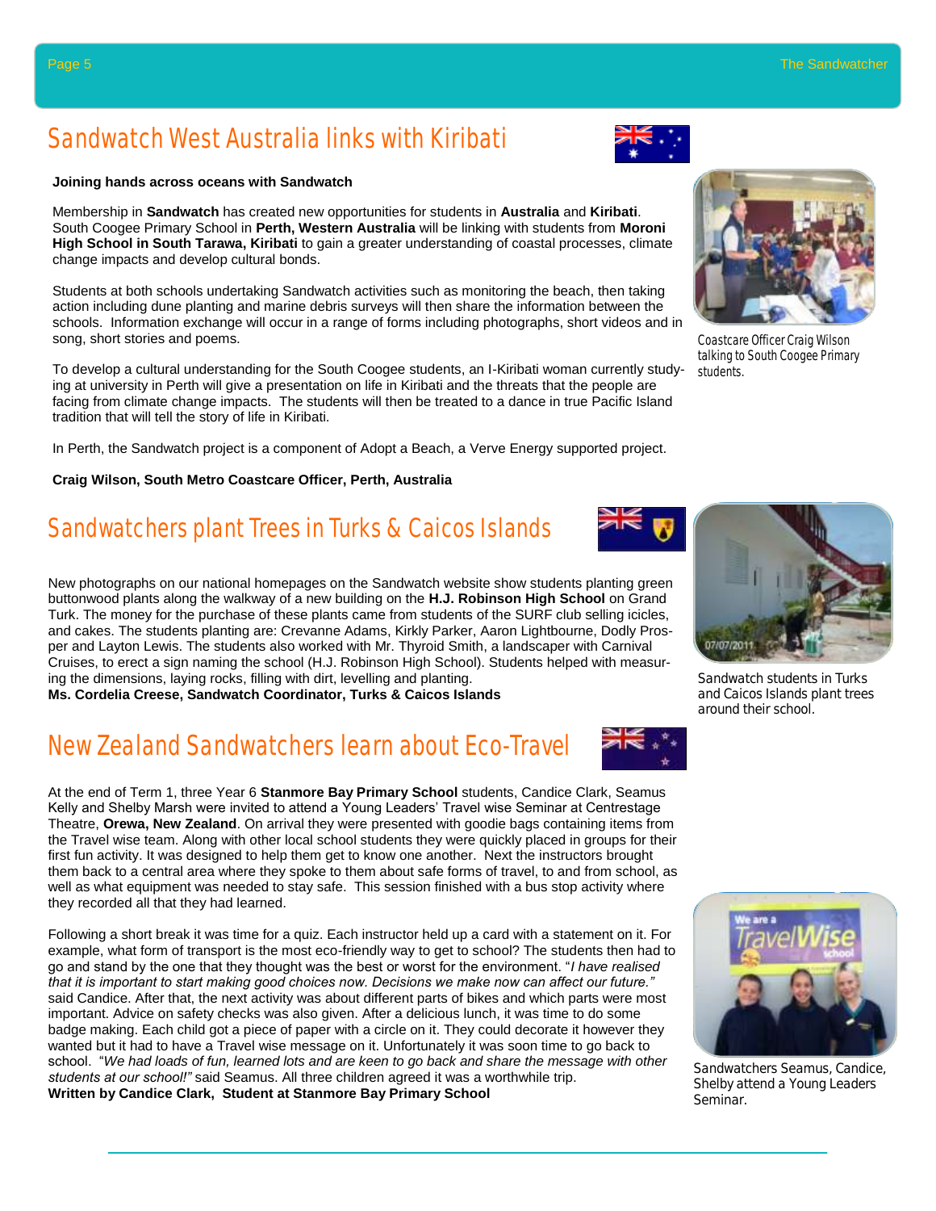# Sandwatch West Australia links with Kiribati

**Joining hands across oceans with Sandwatch**

Membership in **Sandwatch** has created new opportunities for students in **Australia** and **Kiribati**. South Coogee Primary School in **Perth, Western Australia** will be linking with students from **Moroni High School in South Tarawa, Kiribati** to gain a greater understanding of coastal processes, climate change impacts and develop cultural bonds.

Students at both schools undertaking Sandwatch activities such as monitoring the beach, then taking action including dune planting and marine debris surveys will then share the information between the schools. Information exchange will occur in a range of forms including photographs, short videos and in song, short stories and poems.

To develop a cultural understanding for the South Coogee students, an I-Kiribati woman currently studying at university in Perth will give a presentation on life in Kiribati and the threats that the people are facing from climate change impacts. The students will then be treated to a dance in true Pacific Island tradition that will tell the story of life in Kiribati.

In Perth, the Sandwatch project is a component of Adopt a Beach, a Verve Energy supported project.

**Craig Wilson, South Metro Coastcare Officer, Perth, Australia**

Coastcare Officer Craig Wilson talking to South Coogee Primary students.

# Sandwatchers plant Trees in Turks & Caicos Islands

New photographs on our national homepages on the Sandwatch website show students planting green buttonwood plants along the walkway of a new building on the **H.J. Robinson High School** on Grand Turk. The money for the purchase of these plants came from students of the SURF club selling icicles, and cakes. The students planting are: Crevanne Adams, Kirkly Parker, Aaron Lightbourne, Dodly Prosper and Layton Lewis. The students also worked with Mr. Thyroid Smith, a landscaper with Carnival Cruises, to erect a sign naming the school (H.J. Robinson High School). Students helped with measuring the dimensions, laying rocks, filling with dirt, levelling and planting.
**Ms. Cordelia Creese, Sandwatch Coordinator, Turks & Caicos Islands**

Sandwatch students in Turks and Caicos Islands plant trees around their school.

# New Zealand Sandwatchers learn about Eco-Travel

At the end of Term 1, three Year 6 **Stanmore Bay Primary School** students, Candice Clark, Seamus Kelly and Shelby Marsh were invited to attend a Young Leaders' Travel wise Seminar at Centrestage Theatre, **Orewa, New Zealand**. On arrival they were presented with goodie bags containing items from the Travel wise team. Along with other local school students they were quickly placed in groups for their first fun activity. It was designed to help them get to know one another. Next the instructors brought them back to a central area where they spoke to them about safe forms of travel, to and from school, as well as what equipment was needed to stay safe. This session finished with a bus stop activity where they recorded all that they had learned.

Following a short break it was time for a quiz. Each instructor held up a card with a statement on it. For example, what form of transport is the most eco-friendly way to get to school? The students then had to go and stand by the one that they thought was the best or worst for the environment. "*I have realised that it is important to start making good choices now. Decisions we make now can affect our future."* said Candice. After that, the next activity was about different parts of bikes and which parts were most important. Advice on safety checks was also given. After a delicious lunch, it was time to do some badge making. Each child got a piece of paper with a circle on it. They could decorate it however they wanted but it had to have a Travel wise message on it. Unfortunately it was soon time to go back to school. "*We had loads of fun, learned lots and are keen to go back and share the message with other students at our school!"* said Seamus. All three children agreed it was a worthwhile trip.
**Written by Candice Clark, Student at Stanmore Bay Primary School**

Sandwatchers Seamus, Candice, Shelby attend a Young Leaders Seminar.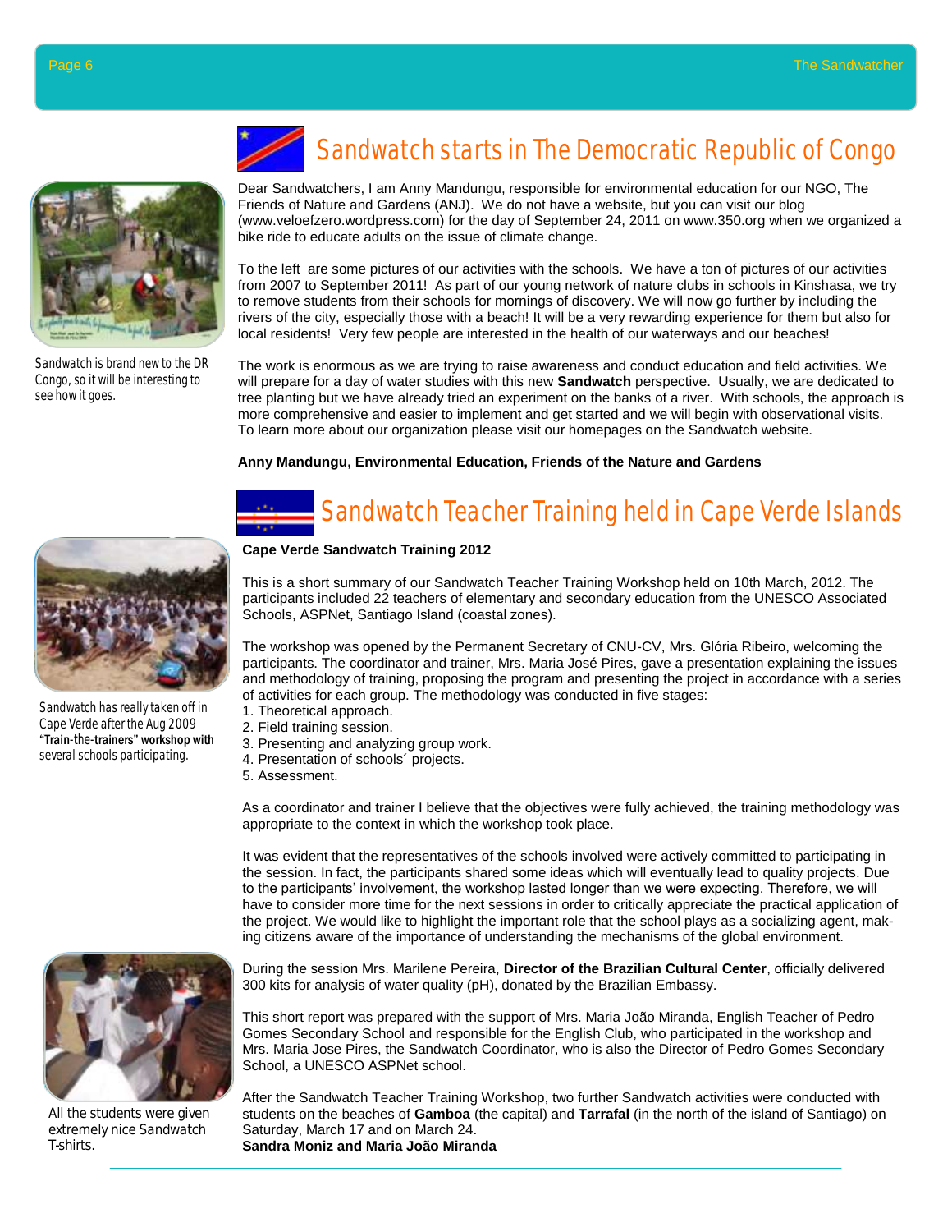# Sandwatch starts in The Democratic Republic of Congo

Sandwatch is brand new to the DR Congo, so it will be interesting to see how it goes.

Dear Sandwatchers, I am Anny Mandungu, responsible for environmental education for our NGO, The Friends of Nature and Gardens (ANJ). We do not have a website, but you can visit our blog (www.veloefzero.wordpress.com) for the day of September 24, 2011 on www.350.org when we organized a bike ride to educate adults on the issue of climate change.

To the left are some pictures of our activities with the schools. We have a ton of pictures of our activities from 2007 to September 2011! As part of our young network of nature clubs in schools in Kinshasa, we try to remove students from their schools for mornings of discovery. We will now go further by including the rivers of the city, especially those with a beach! It will be a very rewarding experience for them but also for local residents! Very few people are interested in the health of our waterways and our beaches!

The work is enormous as we are trying to raise awareness and conduct education and field activities. We will prepare for a day of water studies with this new **Sandwatch** perspective. Usually, we are dedicated to tree planting but we have already tried an experiment on the banks of a river. With schools, the approach is more comprehensive and easier to implement and get started and we will begin with observational visits. To learn more about our organization please visit our homepages on the Sandwatch website.

**Anny Mandungu, Environmental Education, Friends of the Nature and Gardens**

# Sandwatch Teacher Training held in Cape Verde Islands

Sandwatch has really taken off in Cape Verde after the Aug 2009 "Train-the-trainers" workshop with several schools participating.

**Cape Verde Sandwatch Training 2012**

This is a short summary of our Sandwatch Teacher Training Workshop held on 10th March, 2012. The participants included 22 teachers of elementary and secondary education from the UNESCO Associated Schools, ASPNet, Santiago Island (coastal zones).

The workshop was opened by the Permanent Secretary of CNU-CV, Mrs. Glória Ribeiro, welcoming the participants. The coordinator and trainer, Mrs. Maria José Pires, gave a presentation explaining the issues and methodology of training, proposing the program and presenting the project in accordance with a series of activities for each group. The methodology was conducted in five stages:

1. Theoretical approach.
2. Field training session.
3. Presenting and analyzing group work.
4. Presentation of schools´ projects.
5. Assessment.

As a coordinator and trainer I believe that the objectives were fully achieved, the training methodology was appropriate to the context in which the workshop took place.

It was evident that the representatives of the schools involved were actively committed to participating in the session. In fact, the participants shared some ideas which will eventually lead to quality projects. Due to the participants' involvement, the workshop lasted longer than we were expecting. Therefore, we will have to consider more time for the next sessions in order to critically appreciate the practical application of the project. We would like to highlight the important role that the school plays as a socializing agent, making citizens aware of the importance of understanding the mechanisms of the global environment.

During the session Mrs. Marilene Pereira, **Director of the Brazilian Cultural Center**, officially delivered 300 kits for analysis of water quality (pH), donated by the Brazilian Embassy.

This short report was prepared with the support of Mrs. Maria João Miranda, English Teacher of Pedro Gomes Secondary School and responsible for the English Club, who participated in the workshop and Mrs. Maria Jose Pires, the Sandwatch Coordinator, who is also the Director of Pedro Gomes Secondary School, a UNESCO ASPNet school.

All the students were given extremely nice Sandwatch T-shirts.

After the Sandwatch Teacher Training Workshop, two further Sandwatch activities were conducted with students on the beaches of **Gamboa** (the capital) and **Tarrafal** (in the north of the island of Santiago) on Saturday, March 17 and on March 24.

**Sandra Moniz and Maria João Miranda**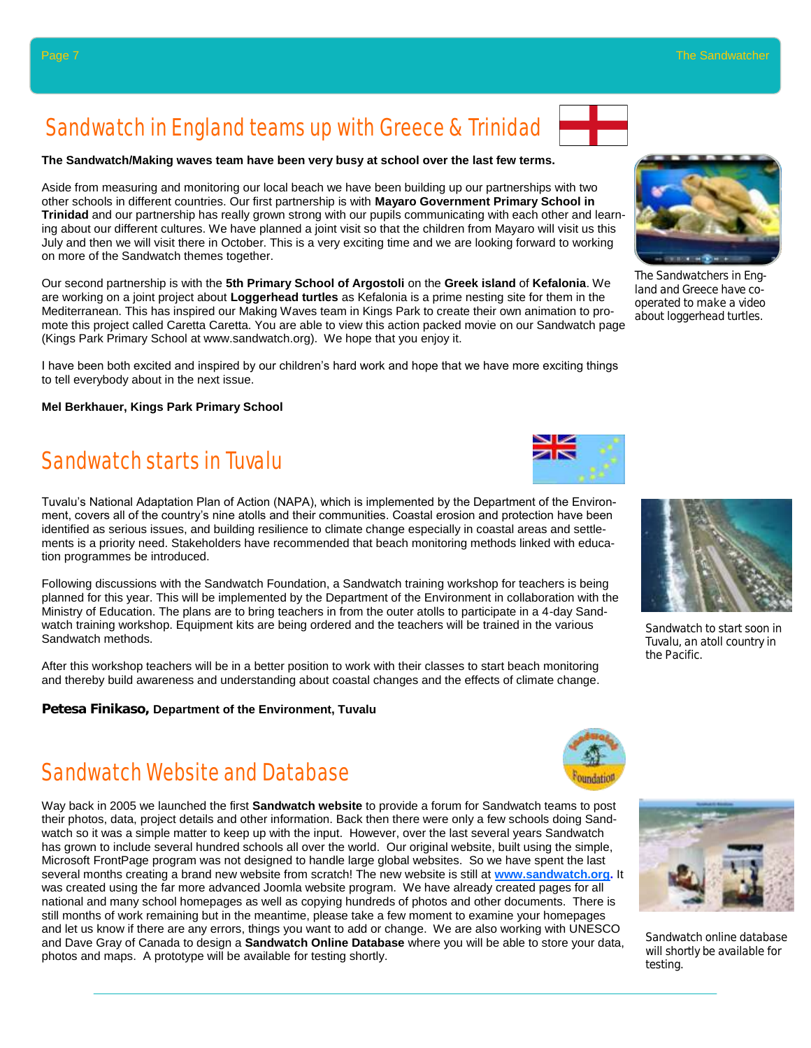## Sandwatch in England teams up with Greece & Trinidad

**The Sandwatch/Making waves team have been very busy at school over the last few terms.**

Aside from measuring and monitoring our local beach we have been building up our partnerships with two other schools in different countries. Our first partnership is with **Mayaro Government Primary School in Trinidad** and our partnership has really grown strong with our pupils communicating with each other and learning about our different cultures. We have planned a joint visit so that the children from Mayaro will visit us this July and then we will visit there in October. This is a very exciting time and we are looking forward to working on more of the Sandwatch themes together.

Our second partnership is with the **5th Primary School of Argostoli** on the **Greek island** of **Kefalonia**. We are working on a joint project about **Loggerhead turtles** as Kefalonia is a prime nesting site for them in the Mediterranean. This has inspired our Making Waves team in Kings Park to create their own animation to promote this project called Caretta Caretta. You are able to view this action packed movie on our Sandwatch page (Kings Park Primary School at www.sandwatch.org). We hope that you enjoy it.

I have been both excited and inspired by our children's hard work and hope that we have more exciting things to tell everybody about in the next issue.

**Mel Berkhauer, Kings Park Primary School**

The Sandwatchers in England and Greece have co-operated to make a video about loggerhead turtles.

## Sandwatch starts in Tuvalu

Tuvalu's National Adaptation Plan of Action (NAPA), which is implemented by the Department of the Environment, covers all of the country's nine atolls and their communities. Coastal erosion and protection have been identified as serious issues, and building resilience to climate change especially in coastal areas and settlements is a priority need. Stakeholders have recommended that beach monitoring methods linked with education programmes be introduced.

Following discussions with the Sandwatch Foundation, a Sandwatch training workshop for teachers is being planned for this year. This will be implemented by the Department of the Environment in collaboration with the Ministry of Education. The plans are to bring teachers in from the outer atolls to participate in a 4-day Sandwatch training workshop. Equipment kits are being ordered and the teachers will be trained in the various Sandwatch methods.

After this workshop teachers will be in a better position to work with their classes to start beach monitoring and thereby build awareness and understanding about coastal changes and the effects of climate change.

**Petesa Finikaso,** **Department of the Environment, Tuvalu**

Sandwatch to start soon in Tuvalu, an atoll country in the Pacific.

## Sandwatch Website and Database

Way back in 2005 we launched the first **Sandwatch website** to provide a forum for Sandwatch teams to post their photos, data, project details and other information. Back then there were only a few schools doing Sandwatch so it was a simple matter to keep up with the input. However, over the last several years Sandwatch has grown to include several hundred schools all over the world. Our original website, built using the simple, Microsoft FrontPage program was not designed to handle large global websites. So we have spent the last several months creating a brand new website from scratch! The new website is still at **www.sandwatch.org**. It was created using the far more advanced Joomla website program. We have already created pages for all national and many school homepages as well as copying hundreds of photos and other documents. There is still months of work remaining but in the meantime, please take a few moment to examine your homepages and let us know if there are any errors, things you want to add or change. We are also working with UNESCO and Dave Gray of Canada to design a **Sandwatch Online Database** where you will be able to store your data, photos and maps. A prototype will be available for testing shortly.

Sandwatch online database will shortly be available for testing.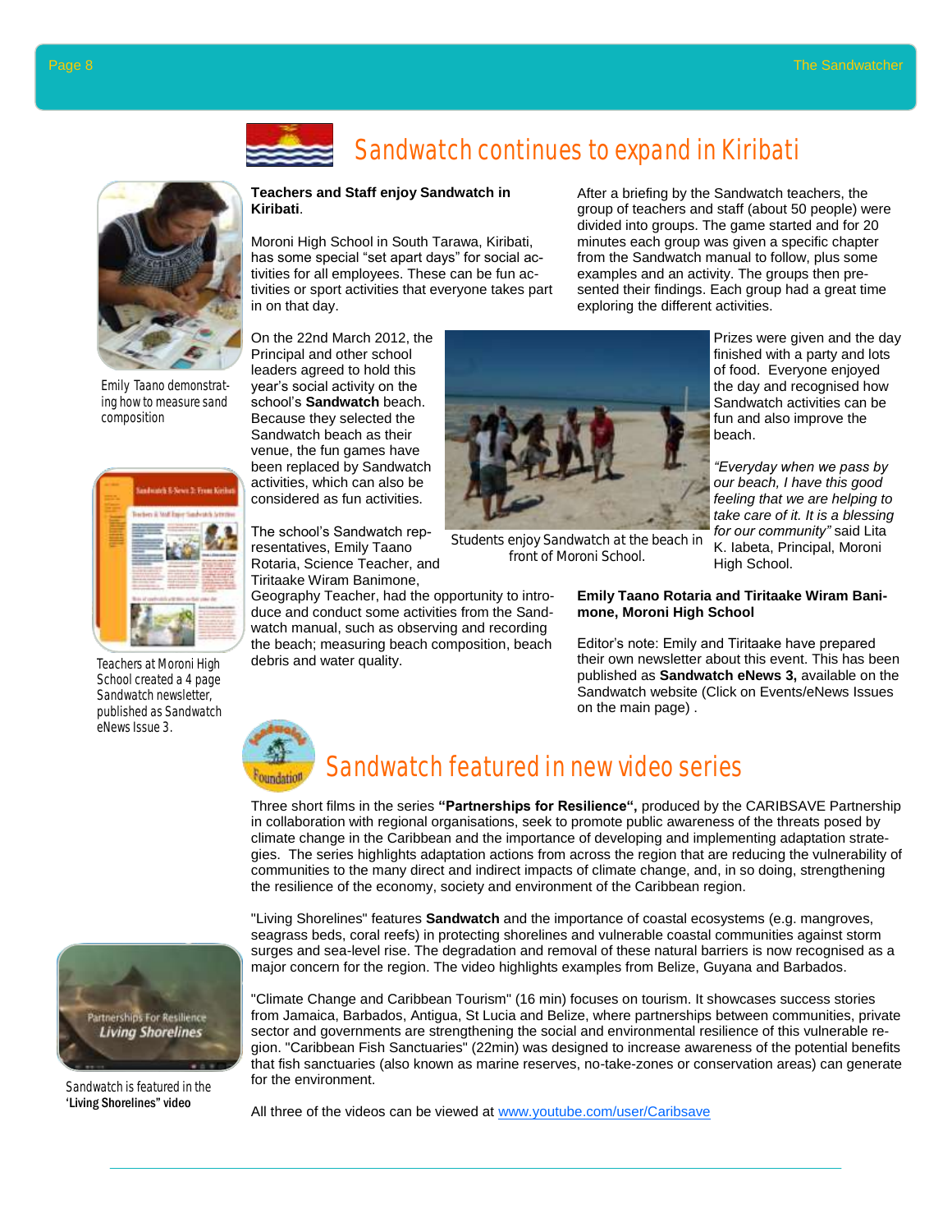# Sandwatch continues to expand in Kiribati

Emily Taano demonstrating how to measure sand composition

Teachers at Moroni High School created a 4 page Sandwatch newsletter, published as Sandwatch eNews Issue 3.

**Teachers and Staff enjoy Sandwatch in Kiribati**.

Moroni High School in South Tarawa, Kiribati, has some special "set apart days" for social activities for all employees. These can be fun activities or sport activities that everyone takes part in on that day.

On the 22nd March 2012, the Principal and other school leaders agreed to hold this year's social activity on the school's **Sandwatch** beach. Because they selected the Sandwatch beach as their venue, the fun games have been replaced by Sandwatch activities, which can also be considered as fun activities.

The school's Sandwatch representatives, Emily Taano Rotaria, Science Teacher, and Tiritaake Wiram Banimone, Geography Teacher, had the opportunity to introduce and conduct some activities from the Sandwatch manual, such as observing and recording the beach; measuring beach composition, beach debris and water quality.

After a briefing by the Sandwatch teachers, the group of teachers and staff (about 50 people) were divided into groups. The game started and for 20 minutes each group was given a specific chapter from the Sandwatch manual to follow, plus some examples and an activity. The groups then presented their findings. Each group had a great time exploring the different activities.

Students enjoy Sandwatch at the beach in front of Moroni School.

Prizes were given and the day finished with a party and lots of food. Everyone enjoyed the day and recognised how Sandwatch activities can be fun and also improve the beach.

*"Everyday when we pass by our beach, I have this good feeling that we are helping to take care of it. It is a blessing for our community"* said Lita K. Iabeta, Principal, Moroni High School.

**Emily Taano Rotaria and Tiritaake Wiram Banimone, Moroni High School**

Editor's note: Emily and Tiritaake have prepared their own newsletter about this event. This has been published as **Sandwatch eNews 3,** available on the Sandwatch website (Click on Events/eNews Issues on the main page) .

# Sandwatch featured in new video series

Three short films in the series **"Partnerships for Resilience",** produced by the CARIBSAVE Partnership in collaboration with regional organisations, seek to promote public awareness of the threats posed by climate change in the Caribbean and the importance of developing and implementing adaptation strategies. The series highlights adaptation actions from across the region that are reducing the vulnerability of communities to the many direct and indirect impacts of climate change, and, in so doing, strengthening the resilience of the economy, society and environment of the Caribbean region.

"Living Shorelines" features **Sandwatch** and the importance of coastal ecosystems (e.g. mangroves, seagrass beds, coral reefs) in protecting shorelines and vulnerable coastal communities against storm surges and sea-level rise. The degradation and removal of these natural barriers is now recognised as a major concern for the region. The video highlights examples from Belize, Guyana and Barbados.

"Climate Change and Caribbean Tourism" (16 min) focuses on tourism. It showcases success stories from Jamaica, Barbados, Antigua, St Lucia and Belize, where partnerships between communities, private sector and governments are strengthening the social and environmental resilience of this vulnerable region. "Caribbean Fish Sanctuaries" (22min) was designed to increase awareness of the potential benefits that fish sanctuaries (also known as marine reserves, no-take-zones or conservation areas) can generate for the environment.

All three of the videos can be viewed at www.youtube.com/user/Caribsave

Sandwatch is featured in the **'Living Shorelines" video**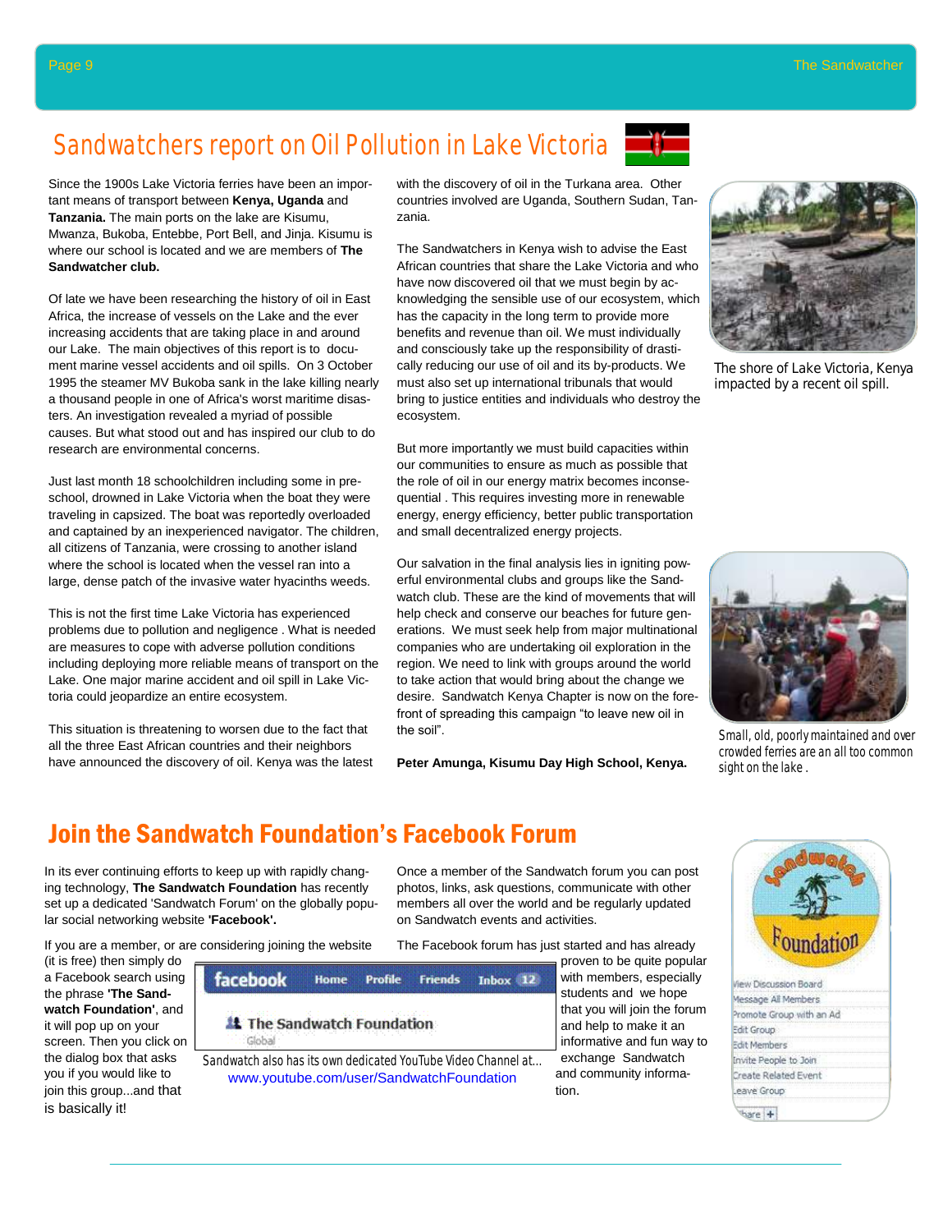## Sandwatchers report on Oil Pollution in Lake Victoria

Since the 1900s Lake Victoria ferries have been an important means of transport between **Kenya, Uganda** and **Tanzania.** The main ports on the lake are Kisumu, Mwanza, Bukoba, Entebbe, Port Bell, and Jinja. Kisumu is where our school is located and we are members of **The Sandwatcher club.**

Of late we have been researching the history of oil in East Africa, the increase of vessels on the Lake and the ever increasing accidents that are taking place in and around our Lake. The main objectives of this report is to document marine vessel accidents and oil spills. On 3 October 1995 the steamer MV Bukoba sank in the lake killing nearly a thousand people in one of Africa's worst maritime disasters. An investigation revealed a myriad of possible causes. But what stood out and has inspired our club to do research are environmental concerns.

Just last month 18 schoolchildren including some in preschool, drowned in Lake Victoria when the boat they were traveling in capsized. The boat was reportedly overloaded and captained by an inexperienced navigator. The children, all citizens of Tanzania, were crossing to another island where the school is located when the vessel ran into a large, dense patch of the invasive water hyacinths weeds.

This is not the first time Lake Victoria has experienced problems due to pollution and negligence . What is needed are measures to cope with adverse pollution conditions including deploying more reliable means of transport on the Lake. One major marine accident and oil spill in Lake Victoria could jeopardize an entire ecosystem.

This situation is threatening to worsen due to the fact that all the three East African countries and their neighbors have announced the discovery of oil. Kenya was the latest with the discovery of oil in the Turkana area. Other countries involved are Uganda, Southern Sudan, Tanzania.

The Sandwatchers in Kenya wish to advise the East African countries that share the Lake Victoria and who have now discovered oil that we must begin by acknowledging the sensible use of our ecosystem, which has the capacity in the long term to provide more benefits and revenue than oil. We must individually and consciously take up the responsibility of drastically reducing our use of oil and its by-products. We must also set up international tribunals that would bring to justice entities and individuals who destroy the ecosystem.

But more importantly we must build capacities within our communities to ensure as much as possible that the role of oil in our energy matrix becomes inconsequential . This requires investing more in renewable energy, energy efficiency, better public transportation and small decentralized energy projects.

Our salvation in the final analysis lies in igniting powerful environmental clubs and groups like the Sandwatch club. These are the kind of movements that will help check and conserve our beaches for future generations. We must seek help from major multinational companies who are undertaking oil exploration in the region. We need to link with groups around the world to take action that would bring about the change we desire. Sandwatch Kenya Chapter is now on the forefront of spreading this campaign "to leave new oil in the soil".

**Peter Amunga, Kisumu Day High School, Kenya.**

The shore of Lake Victoria, Kenya impacted by a recent oil spill.

Small, old, poorly maintained and over crowded ferries are an all too common sight on the lake .

## Join the Sandwatch Foundation's Facebook Forum

In its ever continuing efforts to keep up with rapidly changing technology, **The Sandwatch Foundation** has recently set up a dedicated 'Sandwatch Forum' on the globally popular social networking website **'Facebook'.**

If you are a member, or are considering joining the website (it is free) then simply do a Facebook search using the phrase **'The Sandwatch Foundation'**, and it will pop up on your screen. Then you click on the dialog box that asks you if you would like to join this group...and that is basically it!

Once a member of the Sandwatch forum you can post photos, links, ask questions, communicate with other members all over the world and be regularly updated on Sandwatch events and activities.

The Facebook forum has just started and has already proven to be quite popular with members, especially students and we hope that you will join the forum and help to make it an informative and fun way to exchange Sandwatch and community information.

Sandwatch also has its own dedicated YouTube Video Channel at...
www.youtube.com/user/SandwatchFoundation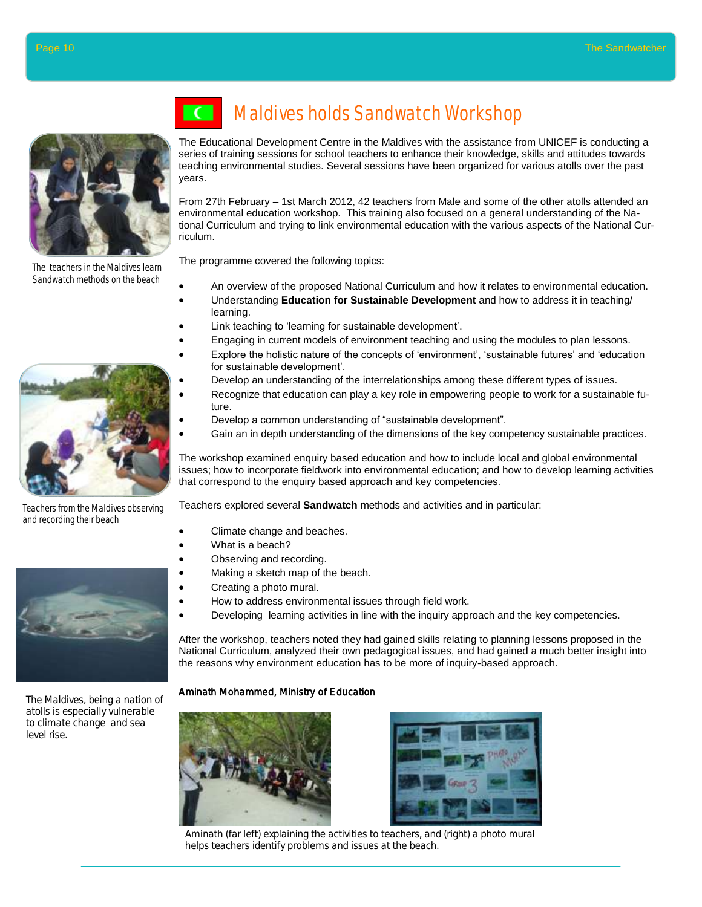# Maldives holds Sandwatch Workshop

The Educational Development Centre in the Maldives with the assistance from UNICEF is conducting a series of training sessions for school teachers to enhance their knowledge, skills and attitudes towards teaching environmental studies. Several sessions have been organized for various atolls over the past years.

From 27th February – 1st March 2012, 42 teachers from Male and some of the other atolls attended an environmental education workshop. This training also focused on a general understanding of the National Curriculum and trying to link environmental education with the various aspects of the National Curriculum.

The programme covered the following topics:

- An overview of the proposed National Curriculum and how it relates to environmental education.
- Understanding **Education for Sustainable Development** and how to address it in teaching/ learning.
- Link teaching to 'learning for sustainable development'.
- Engaging in current models of environment teaching and using the modules to plan lessons.
- Explore the holistic nature of the concepts of 'environment', 'sustainable futures' and 'education for sustainable development'.
- Develop an understanding of the interrelationships among these different types of issues.
- Recognize that education can play a key role in empowering people to work for a sustainable future.
- Develop a common understanding of "sustainable development".
- Gain an in depth understanding of the dimensions of the key competency sustainable practices.

The workshop examined enquiry based education and how to include local and global environmental issues; how to incorporate fieldwork into environmental education; and how to develop learning activities that correspond to the enquiry based approach and key competencies.

Teachers explored several **Sandwatch** methods and activities and in particular:

- Climate change and beaches.
- What is a beach?
- Observing and recording.
- Making a sketch map of the beach.
- Creating a photo mural.
- How to address environmental issues through field work.
- Developing learning activities in line with the inquiry approach and the key competencies.

After the workshop, teachers noted they had gained skills relating to planning lessons proposed in the National Curriculum, analyzed their own pedagogical issues, and had gained a much better insight into the reasons why environment education has to be more of inquiry-based approach.

*Aminath Mohammed, Ministry of Education*

The teachers in the Maldives learn Sandwatch methods on the beach

Teachers from the Maldives observing and recording their beach

The Maldives, being a nation of atolls is especially vulnerable to climate change and sea level rise.

Aminath (far left) explaining the activities to teachers, and (right) a photo mural helps teachers identify problems and issues at the beach.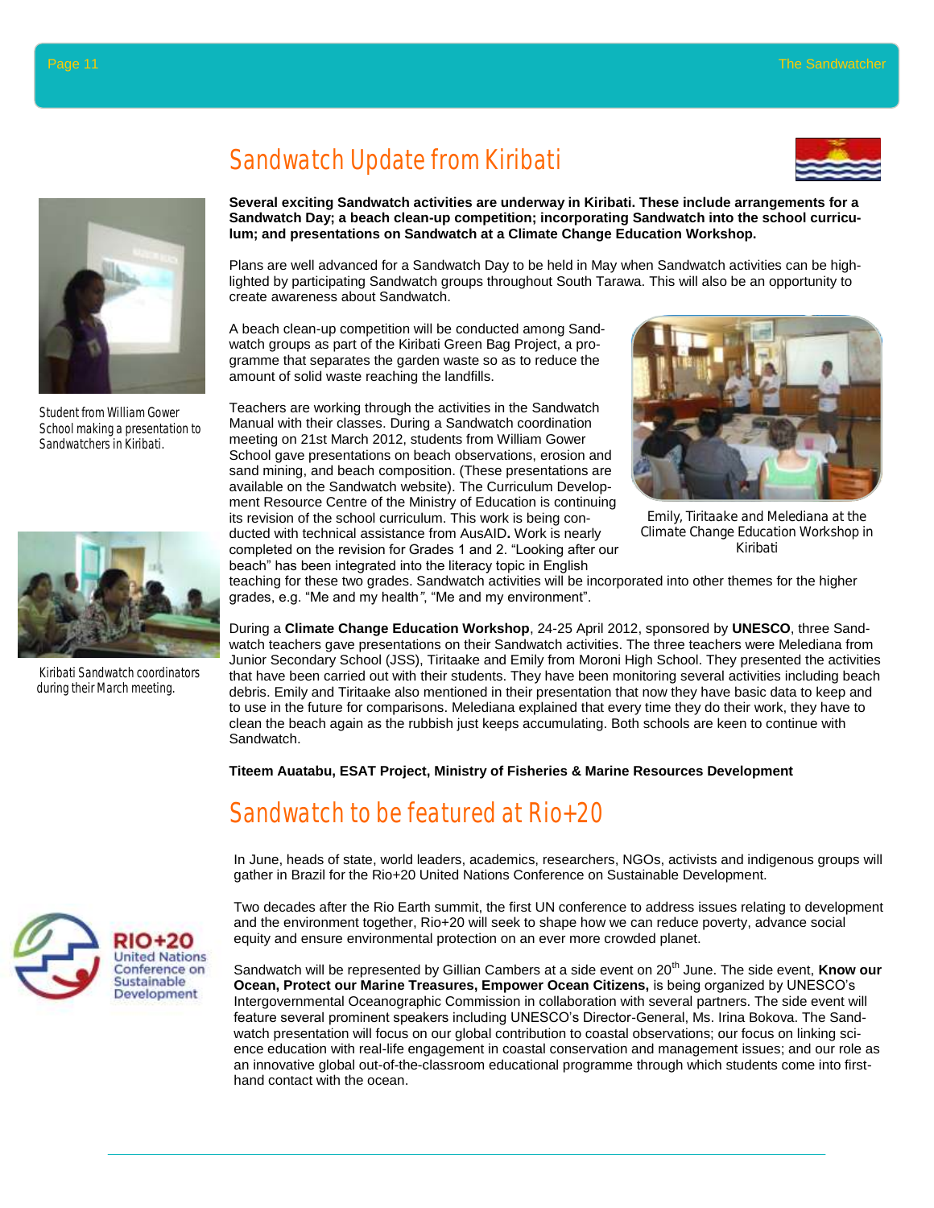// Sandwatch Update from Kiribati

# Sandwatch Update from Kiribati

**Several exciting Sandwatch activities are underway in Kiribati. These include arrangements for a Sandwatch Day; a beach clean-up competition; incorporating Sandwatch into the school curriculum; and presentations on Sandwatch at a Climate Change Education Workshop.**

Plans are well advanced for a Sandwatch Day to be held in May when Sandwatch activities can be highlighted by participating Sandwatch groups throughout South Tarawa. This will also be an opportunity to create awareness about Sandwatch.

A beach clean-up competition will be conducted among Sandwatch groups as part of the Kiribati Green Bag Project, a programme that separates the garden waste so as to reduce the amount of solid waste reaching the landfills.

Teachers are working through the activities in the Sandwatch Manual with their classes. During a Sandwatch coordination meeting on 21st March 2012, students from William Gower School gave presentations on beach observations, erosion and sand mining, and beach composition. (These presentations are available on the Sandwatch website). The Curriculum Development Resource Centre of the Ministry of Education is continuing its revision of the school curriculum. This work is being conducted with technical assistance from AusAID**.** Work is nearly completed on the revision for Grades 1 and 2. "Looking after our beach" has been integrated into the literacy topic in English teaching for these two grades. Sandwatch activities will be incorporated into other themes for the higher grades, e.g. "Me and my health", "Me and my environment".

Student from William Gower School making a presentation to Sandwatchers in Kiribati.

Emily, Tiritaake and Melediana at the Climate Change Education Workshop in Kiribati

Kiribati Sandwatch coordinators during their March meeting.

During a **Climate Change Education Workshop**, 24-25 April 2012, sponsored by **UNESCO**, three Sandwatch teachers gave presentations on their Sandwatch activities. The three teachers were Melediana from Junior Secondary School (JSS), Tiritaake and Emily from Moroni High School. They presented the activities that have been carried out with their students. They have been monitoring several activities including beach debris. Emily and Tiritaake also mentioned in their presentation that now they have basic data to keep and to use in the future for comparisons. Melediana explained that every time they do their work, they have to clean the beach again as the rubbish just keeps accumulating. Both schools are keen to continue with Sandwatch.

**Titeem Auatabu, ESAT Project, Ministry of Fisheries & Marine Resources Development**

# Sandwatch to be featured at Rio+20

In June, heads of state, world leaders, academics, researchers, NGOs, activists and indigenous groups will gather in Brazil for the Rio+20 United Nations Conference on Sustainable Development.

Two decades after the Rio Earth summit, the first UN conference to address issues relating to development and the environment together, Rio+20 will seek to shape how we can reduce poverty, advance social equity and ensure environmental protection on an ever more crowded planet.

Sandwatch will be represented by Gillian Cambers at a side event on 20th June. The side event, **Know our Ocean, Protect our Marine Treasures, Empower Ocean Citizens,** is being organized by UNESCO's Intergovernmental Oceanographic Commission in collaboration with several partners. The side event will feature several prominent speakers including UNESCO's Director-General, Ms. Irina Bokova. The Sandwatch presentation will focus on our global contribution to coastal observations; our focus on linking science education with real-life engagement in coastal conservation and management issues; and our role as an innovative global out-of-the-classroom educational programme through which students come into first-hand contact with the ocean.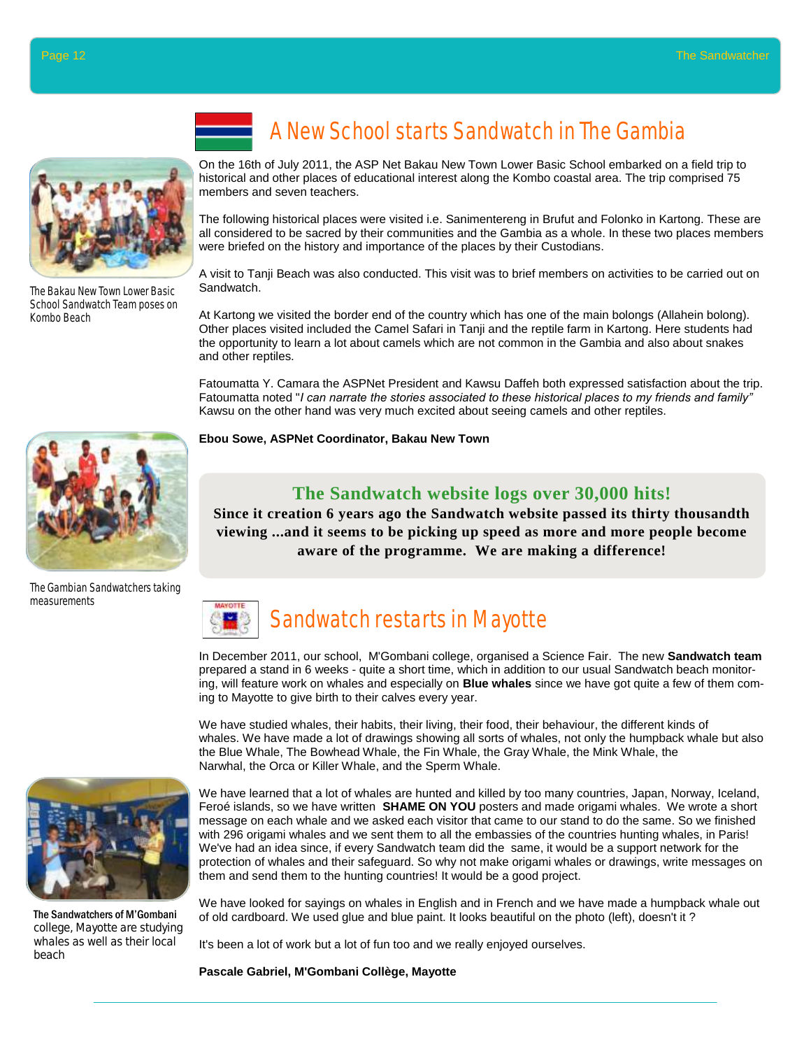# A New School starts Sandwatch in The Gambia

On the 16th of July 2011, the ASP Net Bakau New Town Lower Basic School embarked on a field trip to historical and other places of educational interest along the Kombo coastal area. The trip comprised 75 members and seven teachers.

The following historical places were visited i.e. Sanimentereng in Brufut and Folonko in Kartong. These are all considered to be sacred by their communities and the Gambia as a whole. In these two places members were briefed on the history and importance of the places by their Custodians.

A visit to Tanji Beach was also conducted. This visit was to brief members on activities to be carried out on Sandwatch.

At Kartong we visited the border end of the country which has one of the main bolongs (Allahein bolong). Other places visited included the Camel Safari in Tanji and the reptile farm in Kartong. Here students had the opportunity to learn a lot about camels which are not common in the Gambia and also about snakes and other reptiles.

Fatoumatta Y. Camara the ASPNet President and Kawsu Daffeh both expressed satisfaction about the trip. Fatoumatta noted "*I can narrate the stories associated to these historical places to my friends and family"* Kawsu on the other hand was very much excited about seeing camels and other reptiles.

**Ebou Sowe, ASPNet Coordinator, Bakau New Town**

The Bakau New Town Lower Basic School Sandwatch Team poses on Kombo Beach

The Gambian Sandwatchers taking measurements

## The Sandwatch website logs over 30,000 hits!

**Since it creation 6 years ago the Sandwatch website passed its thirty thousandth viewing ...and it seems to be picking up speed as more and more people become aware of the programme. We are making a difference!**

# Sandwatch restarts in Mayotte

In December 2011, our school, M'Gombani college, organised a Science Fair. The new **Sandwatch team** prepared a stand in 6 weeks - quite a short time, which in addition to our usual Sandwatch beach monitoring, will feature work on whales and especially on **Blue whales** since we have got quite a few of them coming to Mayotte to give birth to their calves every year.

We have studied whales, their habits, their living, their food, their behaviour, the different kinds of whales. We have made a lot of drawings showing all sorts of whales, not only the humpback whale but also the Blue Whale, The Bowhead Whale, the Fin Whale, the Gray Whale, the Mink Whale, the Narwhal, the Orca or Killer Whale, and the Sperm Whale.

We have learned that a lot of whales are hunted and killed by too many countries, Japan, Norway, Iceland, Feroé islands, so we have written **SHAME ON YOU** posters and made origami whales. We wrote a short message on each whale and we asked each visitor that came to our stand to do the same. So we finished with 296 origami whales and we sent them to all the embassies of the countries hunting whales, in Paris! We've had an idea since, if every Sandwatch team did the same, it would be a support network for the protection of whales and their safeguard. So why not make origami whales or drawings, write messages on them and send them to the hunting countries! It would be a good project.

We have looked for sayings on whales in English and in French and we have made a humpback whale out of old cardboard. We used glue and blue paint. It looks beautiful on the photo (left), doesn't it ?

It's been a lot of work but a lot of fun too and we really enjoyed ourselves.

**Pascale Gabriel, M'Gombani Collège, Mayotte**

**The Sandwatchers of M'Gombani** college, Mayotte are studying whales as well as their local beach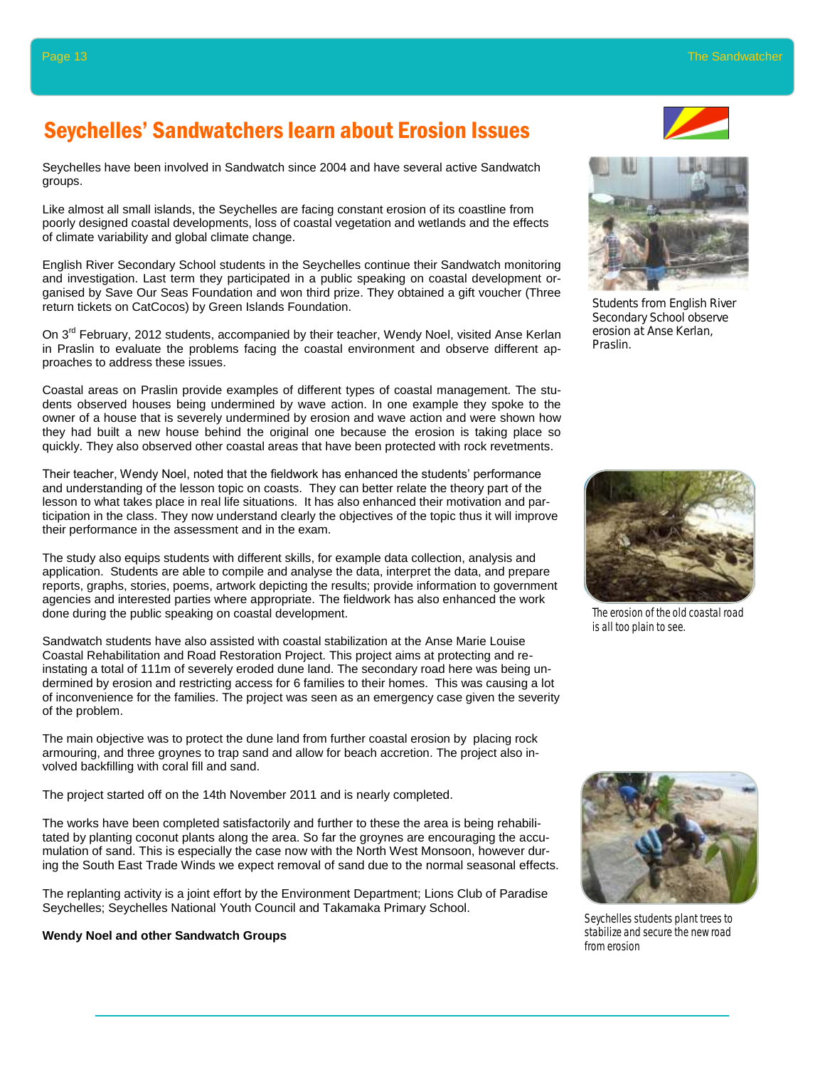# Seychelles' Sandwatchers learn about Erosion Issues

Seychelles have been involved in Sandwatch since 2004 and have several active Sandwatch groups.

Like almost all small islands, the Seychelles are facing constant erosion of its coastline from poorly designed coastal developments, loss of coastal vegetation and wetlands and the effects of climate variability and global climate change.

English River Secondary School students in the Seychelles continue their Sandwatch monitoring and investigation. Last term they participated in a public speaking on coastal development organised by Save Our Seas Foundation and won third prize. They obtained a gift voucher (Three return tickets on CatCocos) by Green Islands Foundation.

On 3rd February, 2012 students, accompanied by their teacher, Wendy Noel, visited Anse Kerlan in Praslin to evaluate the problems facing the coastal environment and observe different approaches to address these issues.

Coastal areas on Praslin provide examples of different types of coastal management. The students observed houses being undermined by wave action. In one example they spoke to the owner of a house that is severely undermined by erosion and wave action and were shown how they had built a new house behind the original one because the erosion is taking place so quickly. They also observed other coastal areas that have been protected with rock revetments.

Their teacher, Wendy Noel, noted that the fieldwork has enhanced the students' performance and understanding of the lesson topic on coasts. They can better relate the theory part of the lesson to what takes place in real life situations. It has also enhanced their motivation and participation in the class. They now understand clearly the objectives of the topic thus it will improve their performance in the assessment and in the exam.

The study also equips students with different skills, for example data collection, analysis and application. Students are able to compile and analyse the data, interpret the data, and prepare reports, graphs, stories, poems, artwork depicting the results; provide information to government agencies and interested parties where appropriate. The fieldwork has also enhanced the work done during the public speaking on coastal development.

Sandwatch students have also assisted with coastal stabilization at the Anse Marie Louise Coastal Rehabilitation and Road Restoration Project. This project aims at protecting and reinstating a total of 111m of severely eroded dune land. The secondary road here was being undermined by erosion and restricting access for 6 families to their homes. This was causing a lot of inconvenience for the families. The project was seen as an emergency case given the severity of the problem.

The main objective was to protect the dune land from further coastal erosion by placing rock armouring, and three groynes to trap sand and allow for beach accretion. The project also involved backfilling with coral fill and sand.

The project started off on the 14th November 2011 and is nearly completed.

The works have been completed satisfactorily and further to these the area is being rehabilitated by planting coconut plants along the area. So far the groynes are encouraging the accumulation of sand. This is especially the case now with the North West Monsoon, however during the South East Trade Winds we expect removal of sand due to the normal seasonal effects.

The replanting activity is a joint effort by the Environment Department; Lions Club of Paradise Seychelles; Seychelles National Youth Council and Takamaka Primary School.

**Wendy Noel and other Sandwatch Groups**

Students from English River Secondary School observe erosion at Anse Kerlan, Praslin.

The erosion of the old coastal road is all too plain to see.

Seychelles students plant trees to stabilize and secure the new road from erosion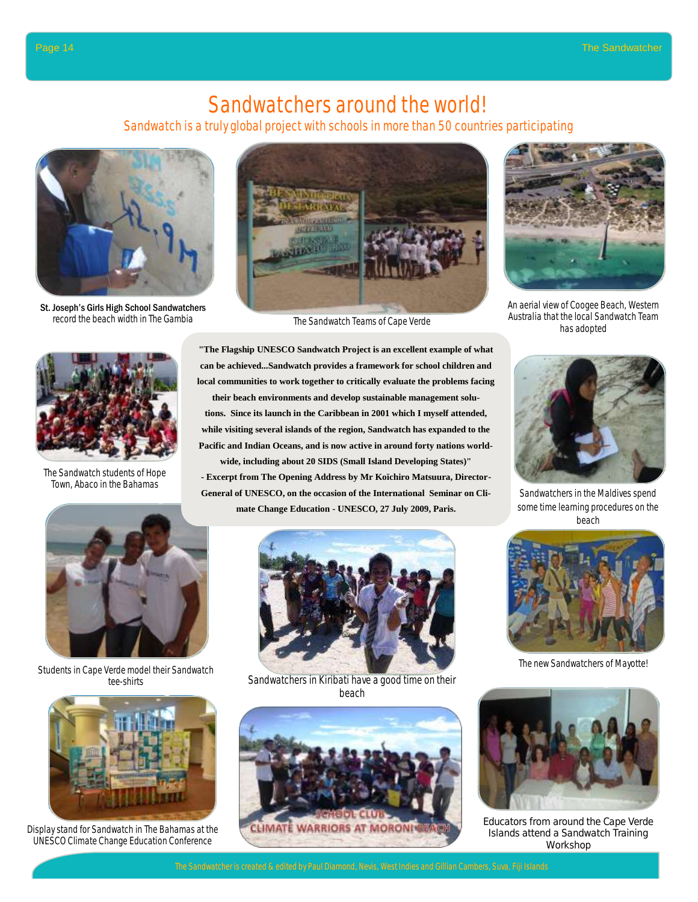# Sandwatchers around the world!

## Sandwatch is a truly global project with schools in more than 50 countries participating

**St. Joseph's Girls High School Sandwatchers** record the beach width in The Gambia

The Sandwatch Teams of Cape Verde

An aerial view of Coogee Beach, Western Australia that the local Sandwatch Team has adopted

The Sandwatch students of Hope Town, Abaco in the Bahamas

**"The Flagship UNESCO Sandwatch Project is an excellent example of what can be achieved...Sandwatch provides a framework for school children and local communities to work together to critically evaluate the problems facing their beach environments and develop sustainable management solutions. Since its launch in the Caribbean in 2001 which I myself attended, while visiting several islands of the region, Sandwatch has expanded to the Pacific and Indian Oceans, and is now active in around forty nations worldwide, including about 20 SIDS (Small Island Developing States)"**

**- Excerpt from The Opening Address by Mr Koïchiro Matsuura, Director-General of UNESCO, on the occasion of the International Seminar on Climate Change Education - UNESCO, 27 July 2009, Paris.**

Sandwatchers in the Maldives spend some time learning procedures on the beach

Students in Cape Verde model their Sandwatch tee-shirts

Sandwatchers in Kiribati have a good time on their beach

The new Sandwatchers of Mayotte!

Display stand for Sandwatch in The Bahamas at the UNESCO Climate Change Education Conference

SCHOOL CLUB
CLIMATE WARRIORS AT MORONI BEACH

Educators from around the Cape Verde Islands attend a Sandwatch Training Workshop

The Sandwatcher is created & edited by Paul Diamond, Nevis, West Indies and Gillian Cambers, Suva, Fiji Islands